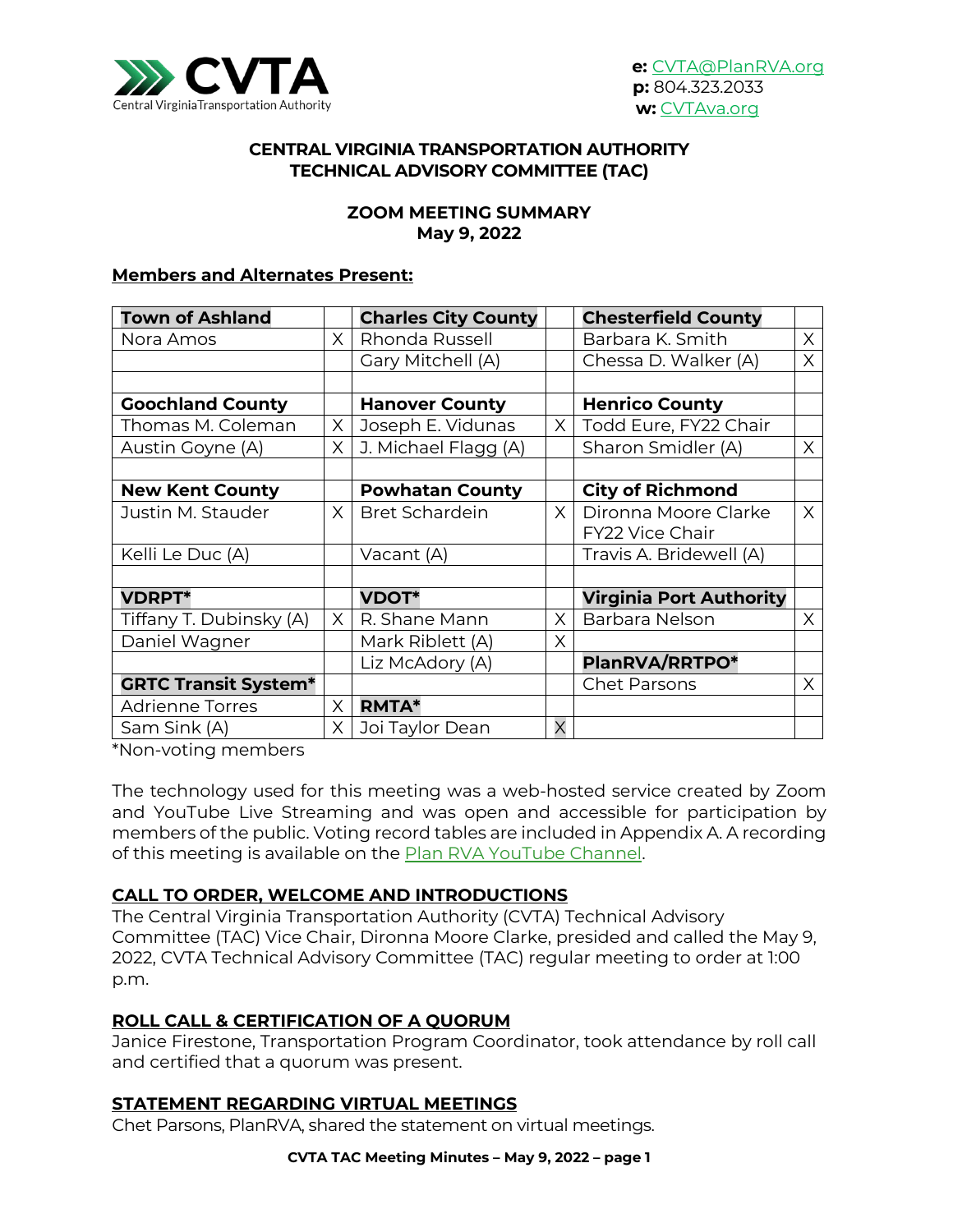CVTA
Central Virginia Transportation Authority

**e:** CVTA@PlanRVA.org
**p:** 804.323.2033
**w:** CVTAva.org

# CENTRAL VIRGINIA TRANSPORTATION AUTHORITY
# TECHNICAL ADVISORY COMMITTEE (TAC)

## ZOOM MEETING SUMMARY
## May 9, 2022

**Members and Alternates Present:**

| | | | | | |
|---|---|---|---|---|---|
| **Town of Ashland** | | **Charles City County** | | **Chesterfield County** | |
| Nora Amos | X | Rhonda Russell | | Barbara K. Smith | X |
| | | Gary Mitchell (A) | | Chessa D. Walker (A) | X |
| | | | | | |
| **Goochland County** | | **Hanover County** | | **Henrico County** | |
| Thomas M. Coleman | X | Joseph E. Vidunas | X | Todd Eure, FY22 Chair | |
| Austin Goyne (A) | X | J. Michael Flagg (A) | | Sharon Smidler (A) | X |
| | | | | | |
| **New Kent County** | | **Powhatan County** | | **City of Richmond** | |
| Justin M. Stauder | X | Bret Schardein | X | Dironna Moore Clarke FY22 Vice Chair | X |
| Kelli Le Duc (A) | | Vacant (A) | | Travis A. Bridewell (A) | |
| | | | | | |
| **VDRPT*** | | **VDOT*** | | **Virginia Port Authority** | |
| Tiffany T. Dubinsky (A) | X | R. Shane Mann | X | Barbara Nelson | X |
| Daniel Wagner | | Mark Riblett (A) | X | | |
| | | Liz McAdory (A) | | **PlanRVA/RRTPO*** | |
| **GRTC Transit System*** | | | | Chet Parsons | X |
| Adrienne Torres | X | **RMTA*** | | | |
| Sam Sink (A) | X | Joi Taylor Dean | X | | |

*Non-voting members

The technology used for this meeting was a web-hosted service created by Zoom and YouTube Live Streaming and was open and accessible for participation by members of the public. Voting record tables are included in Appendix A. A recording of this meeting is available on the Plan RVA YouTube Channel.

**CALL TO ORDER, WELCOME AND INTRODUCTIONS**

The Central Virginia Transportation Authority (CVTA) Technical Advisory Committee (TAC) Vice Chair, Dironna Moore Clarke, presided and called the May 9, 2022, CVTA Technical Advisory Committee (TAC) regular meeting to order at 1:00 p.m.

**ROLL CALL & CERTIFICATION OF A QUORUM**

Janice Firestone, Transportation Program Coordinator, took attendance by roll call and certified that a quorum was present.

**STATEMENT REGARDING VIRTUAL MEETINGS**

Chet Parsons, PlanRVA, shared the statement on virtual meetings.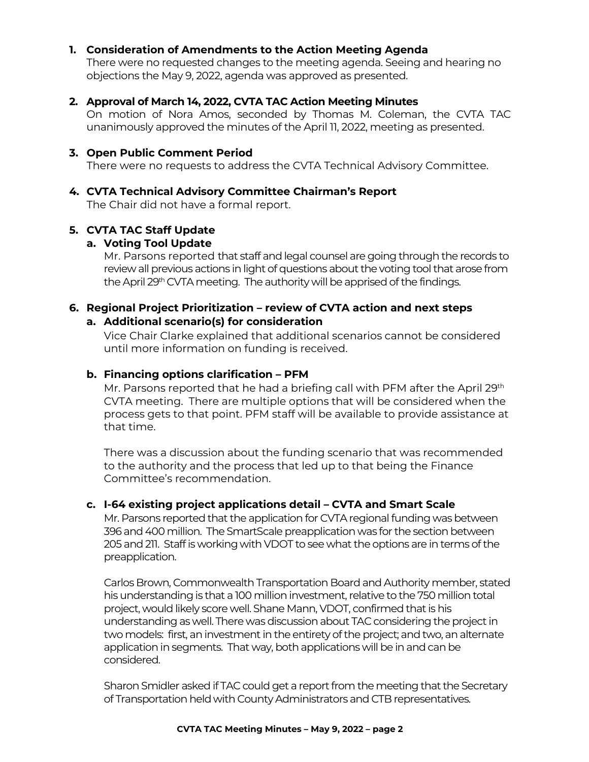1. **Consideration of Amendments to the Action Meeting Agenda**
   There were no requested changes to the meeting agenda. Seeing and hearing no objections the May 9, 2022, agenda was approved as presented.

2. **Approval of March 14, 2022, CVTA TAC Action Meeting Minutes**
   On motion of Nora Amos, seconded by Thomas M. Coleman, the CVTA TAC unanimously approved the minutes of the April 11, 2022, meeting as presented.

3. **Open Public Comment Period**
   There were no requests to address the CVTA Technical Advisory Committee.

4. **CVTA Technical Advisory Committee Chairman's Report**
   The Chair did not have a formal report.

5. **CVTA TAC Staff Update**

   a. **Voting Tool Update**
   Mr. Parsons reported that staff and legal counsel are going through the records to review all previous actions in light of questions about the voting tool that arose from the April 29th CVTA meeting. The authority will be apprised of the findings.

6. **Regional Project Prioritization – review of CVTA action and next steps**

   a. **Additional scenario(s) for consideration**
   Vice Chair Clarke explained that additional scenarios cannot be considered until more information on funding is received.

   b. **Financing options clarification – PFM**
   Mr. Parsons reported that he had a briefing call with PFM after the April 29th CVTA meeting. There are multiple options that will be considered when the process gets to that point. PFM staff will be available to provide assistance at that time.

   There was a discussion about the funding scenario that was recommended to the authority and the process that led up to that being the Finance Committee's recommendation.

   c. **I-64 existing project applications detail – CVTA and Smart Scale**
   Mr. Parsons reported that the application for CVTA regional funding was between 396 and 400 million. The SmartScale preapplication was for the section between 205 and 211. Staff is working with VDOT to see what the options are in terms of the preapplication.

   Carlos Brown, Commonwealth Transportation Board and Authority member, stated his understanding is that a 100 million investment, relative to the 750 million total project, would likely score well. Shane Mann, VDOT, confirmed that is his understanding as well. There was discussion about TAC considering the project in two models: first, an investment in the entirety of the project; and two, an alternate application in segments. That way, both applications will be in and can be considered.

   Sharon Smidler asked if TAC could get a report from the meeting that the Secretary of Transportation held with County Administrators and CTB representatives.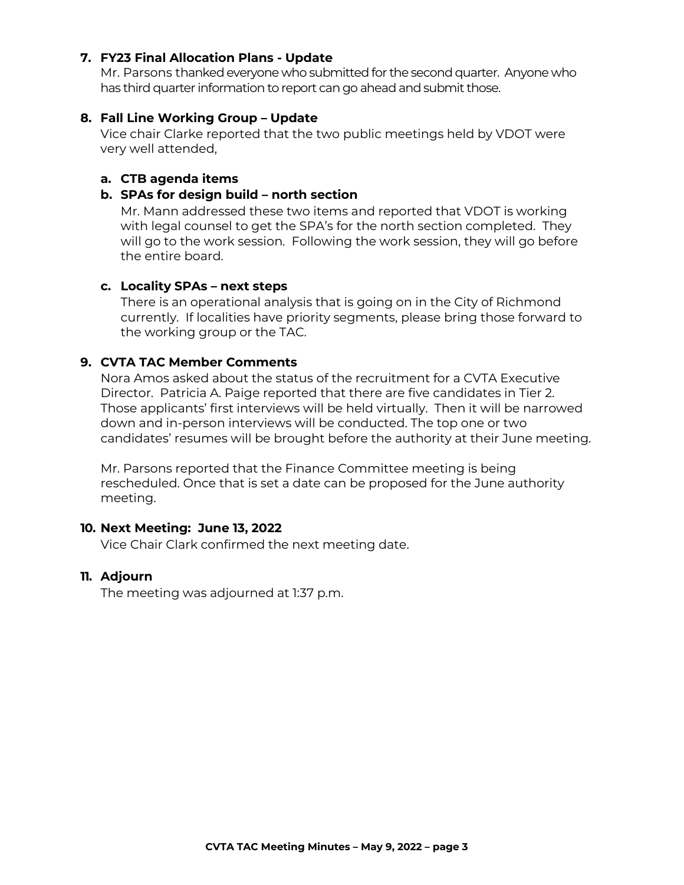**7. FY23 Final Allocation Plans - Update**

Mr. Parsons thanked everyone who submitted for the second quarter. Anyone who has third quarter information to report can go ahead and submit those.

**8. Fall Line Working Group – Update**

Vice chair Clarke reported that the two public meetings held by VDOT were very well attended,

**a. CTB agenda items**

**b. SPAs for design build – north section**

Mr. Mann addressed these two items and reported that VDOT is working with legal counsel to get the SPA's for the north section completed. They will go to the work session. Following the work session, they will go before the entire board.

**c. Locality SPAs – next steps**

There is an operational analysis that is going on in the City of Richmond currently. If localities have priority segments, please bring those forward to the working group or the TAC.

**9. CVTA TAC Member Comments**

Nora Amos asked about the status of the recruitment for a CVTA Executive Director. Patricia A. Paige reported that there are five candidates in Tier 2. Those applicants' first interviews will be held virtually. Then it will be narrowed down and in-person interviews will be conducted. The top one or two candidates' resumes will be brought before the authority at their June meeting.

Mr. Parsons reported that the Finance Committee meeting is being rescheduled. Once that is set a date can be proposed for the June authority meeting.

**10. Next Meeting: June 13, 2022**

Vice Chair Clark confirmed the next meeting date.

**11. Adjourn**

The meeting was adjourned at 1:37 p.m.